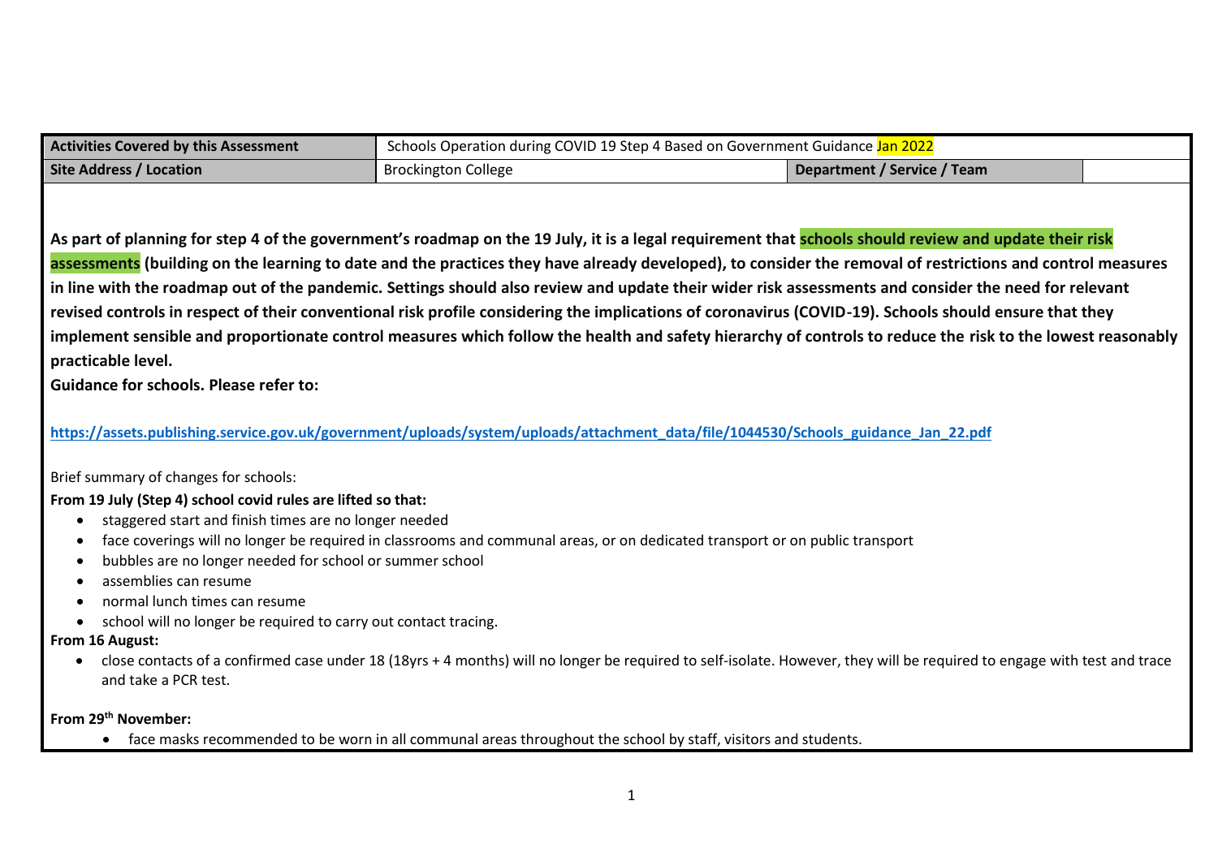| Activities Covered by this Assessment | Schools Operation during COVID 19 Step 4 Based on Government Guidance Jan 2022 | | |
| --- | --- | --- | --- |
| Site Address / Location | Brockington College | Department / Service / Team | |

**As part of planning for step 4 of the government's roadmap on the 19 July, it is a legal requirement that schools should review and update their risk assessments (building on the learning to date and the practices they have already developed), to consider the removal of restrictions and control measures in line with the roadmap out of the pandemic. Settings should also review and update their wider risk assessments and consider the need for relevant revised controls in respect of their conventional risk profile considering the implications of coronavirus (COVID-19). Schools should ensure that they implement sensible and proportionate control measures which follow the health and safety hierarchy of controls to reduce the risk to the lowest reasonably practicable level.**

**Guidance for schools. Please refer to:**

**https://assets.publishing.service.gov.uk/government/uploads/system/uploads/attachment_data/file/1044530/Schools_guidance_Jan_22.pdf**

Brief summary of changes for schools:

**From 19 July (Step 4) school covid rules are lifted so that:**

- staggered start and finish times are no longer needed
- face coverings will no longer be required in classrooms and communal areas, or on dedicated transport or on public transport
- bubbles are no longer needed for school or summer school
- assemblies can resume
- normal lunch times can resume
- school will no longer be required to carry out contact tracing.

**From 16 August:**

- close contacts of a confirmed case under 18 (18yrs + 4 months) will no longer be required to self-isolate. However, they will be required to engage with test and trace and take a PCR test.

**From 29th November:**

- face masks recommended to be worn in all communal areas throughout the school by staff, visitors and students.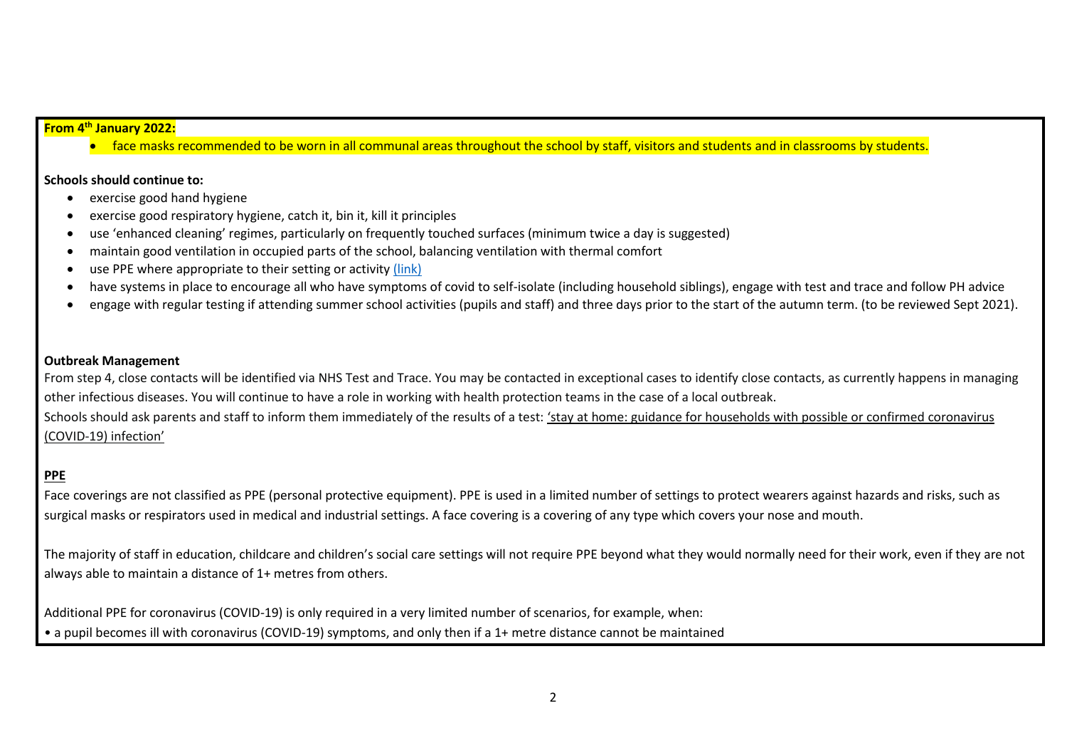**From 4th January 2022:**

- face masks recommended to be worn in all communal areas throughout the school by staff, visitors and students and in classrooms by students.

**Schools should continue to:**

- exercise good hand hygiene
- exercise good respiratory hygiene, catch it, bin it, kill it principles
- use 'enhanced cleaning' regimes, particularly on frequently touched surfaces (minimum twice a day is suggested)
- maintain good ventilation in occupied parts of the school, balancing ventilation with thermal comfort
- use PPE where appropriate to their setting or activity (link)
- have systems in place to encourage all who have symptoms of covid to self-isolate (including household siblings), engage with test and trace and follow PH advice
- engage with regular testing if attending summer school activities (pupils and staff) and three days prior to the start of the autumn term. (to be reviewed Sept 2021).

**Outbreak Management**

From step 4, close contacts will be identified via NHS Test and Trace. You may be contacted in exceptional cases to identify close contacts, as currently happens in managing other infectious diseases. You will continue to have a role in working with health protection teams in the case of a local outbreak.

Schools should ask parents and staff to inform them immediately of the results of a test: 'stay at home: guidance for households with possible or confirmed coronavirus (COVID-19) infection'

**PPE**

Face coverings are not classified as PPE (personal protective equipment). PPE is used in a limited number of settings to protect wearers against hazards and risks, such as surgical masks or respirators used in medical and industrial settings. A face covering is a covering of any type which covers your nose and mouth.

The majority of staff in education, childcare and children's social care settings will not require PPE beyond what they would normally need for their work, even if they are not always able to maintain a distance of 1+ metres from others.

Additional PPE for coronavirus (COVID-19) is only required in a very limited number of scenarios, for example, when:

- a pupil becomes ill with coronavirus (COVID-19) symptoms, and only then if a 1+ metre distance cannot be maintained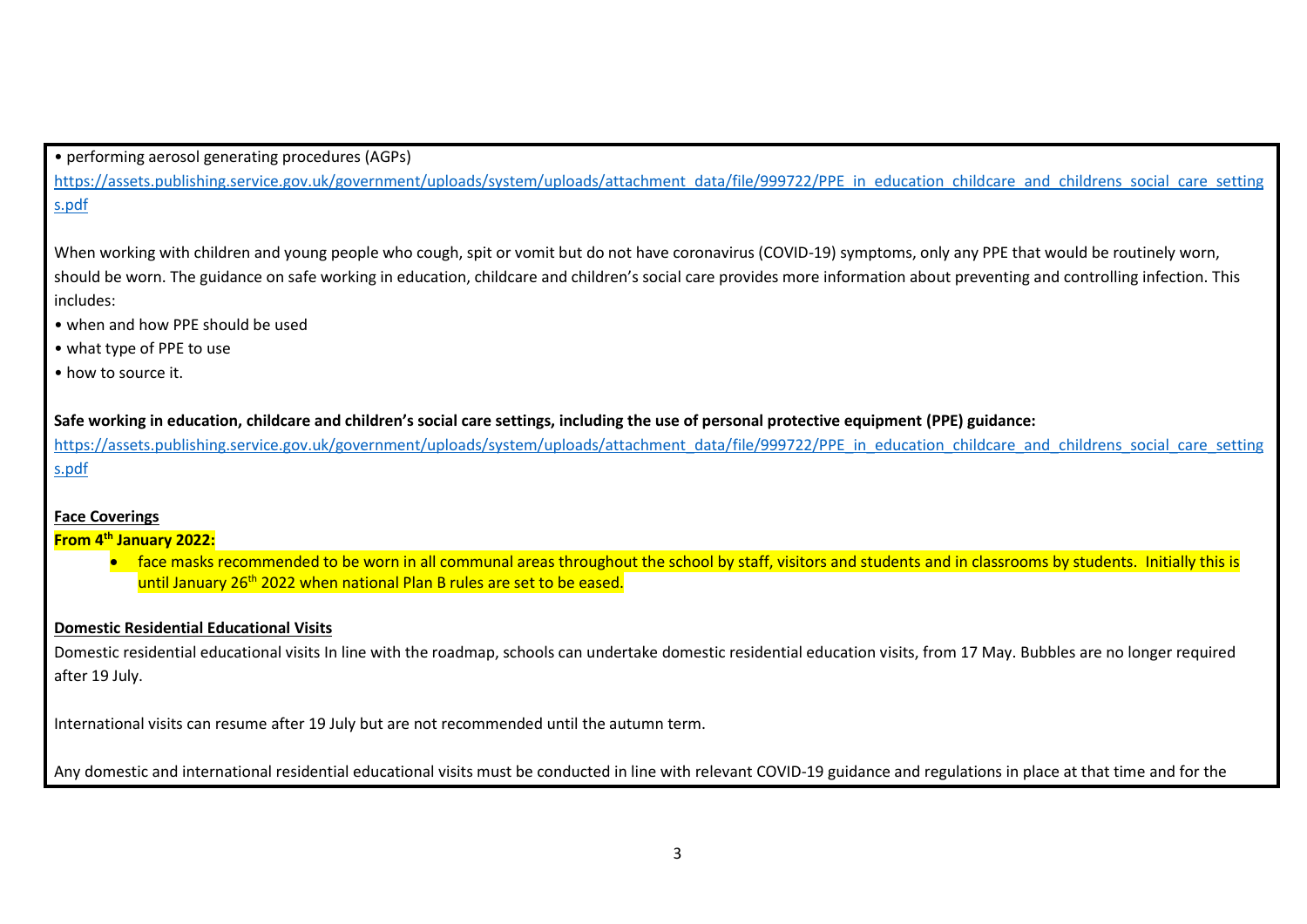• performing aerosol generating procedures (AGPs)

https://assets.publishing.service.gov.uk/government/uploads/system/uploads/attachment_data/file/999722/PPE_in_education_childcare_and_childrens_social_care_settings.pdf

When working with children and young people who cough, spit or vomit but do not have coronavirus (COVID-19) symptoms, only any PPE that would be routinely worn, should be worn. The guidance on safe working in education, childcare and children's social care provides more information about preventing and controlling infection. This includes:

• when and how PPE should be used
• what type of PPE to use
• how to source it.

**Safe working in education, childcare and children's social care settings, including the use of personal protective equipment (PPE) guidance:**

https://assets.publishing.service.gov.uk/government/uploads/system/uploads/attachment_data/file/999722/PPE_in_education_childcare_and_childrens_social_care_settings.pdf

**Face Coverings**

**From 4th January 2022:**

- face masks recommended to be worn in all communal areas throughout the school by staff, visitors and students and in classrooms by students. Initially this is until January 26th 2022 when national Plan B rules are set to be eased.

**Domestic Residential Educational Visits**

Domestic residential educational visits In line with the roadmap, schools can undertake domestic residential education visits, from 17 May. Bubbles are no longer required after 19 July.

International visits can resume after 19 July but are not recommended until the autumn term.

Any domestic and international residential educational visits must be conducted in line with relevant COVID-19 guidance and regulations in place at that time and for the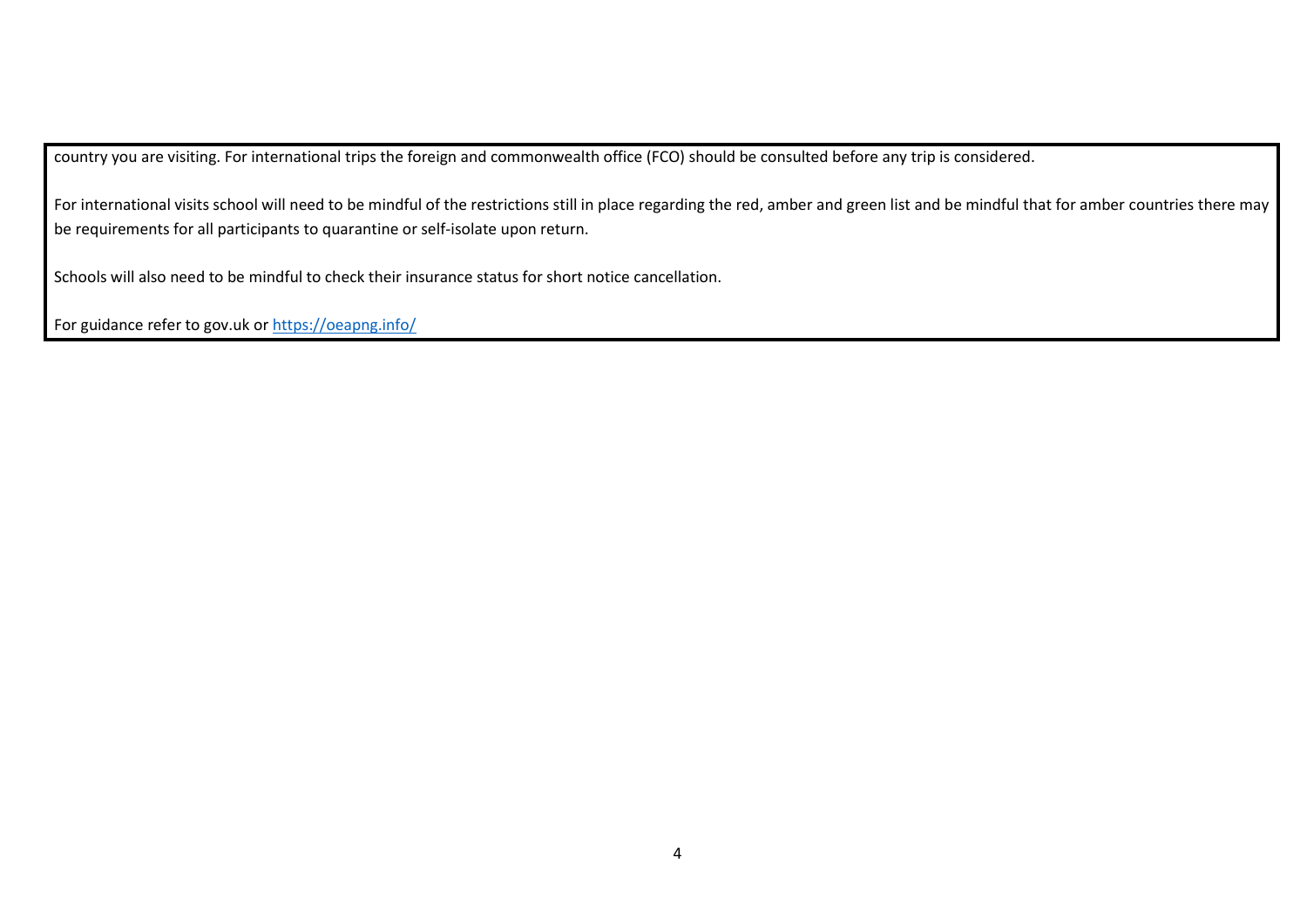country you are visiting. For international trips the foreign and commonwealth office (FCO) should be consulted before any trip is considered.

For international visits school will need to be mindful of the restrictions still in place regarding the red, amber and green list and be mindful that for amber countries there may be requirements for all participants to quarantine or self-isolate upon return.

Schools will also need to be mindful to check their insurance status for short notice cancellation.

For guidance refer to gov.uk or [https://oeapng.info/](https://oeapng.info/)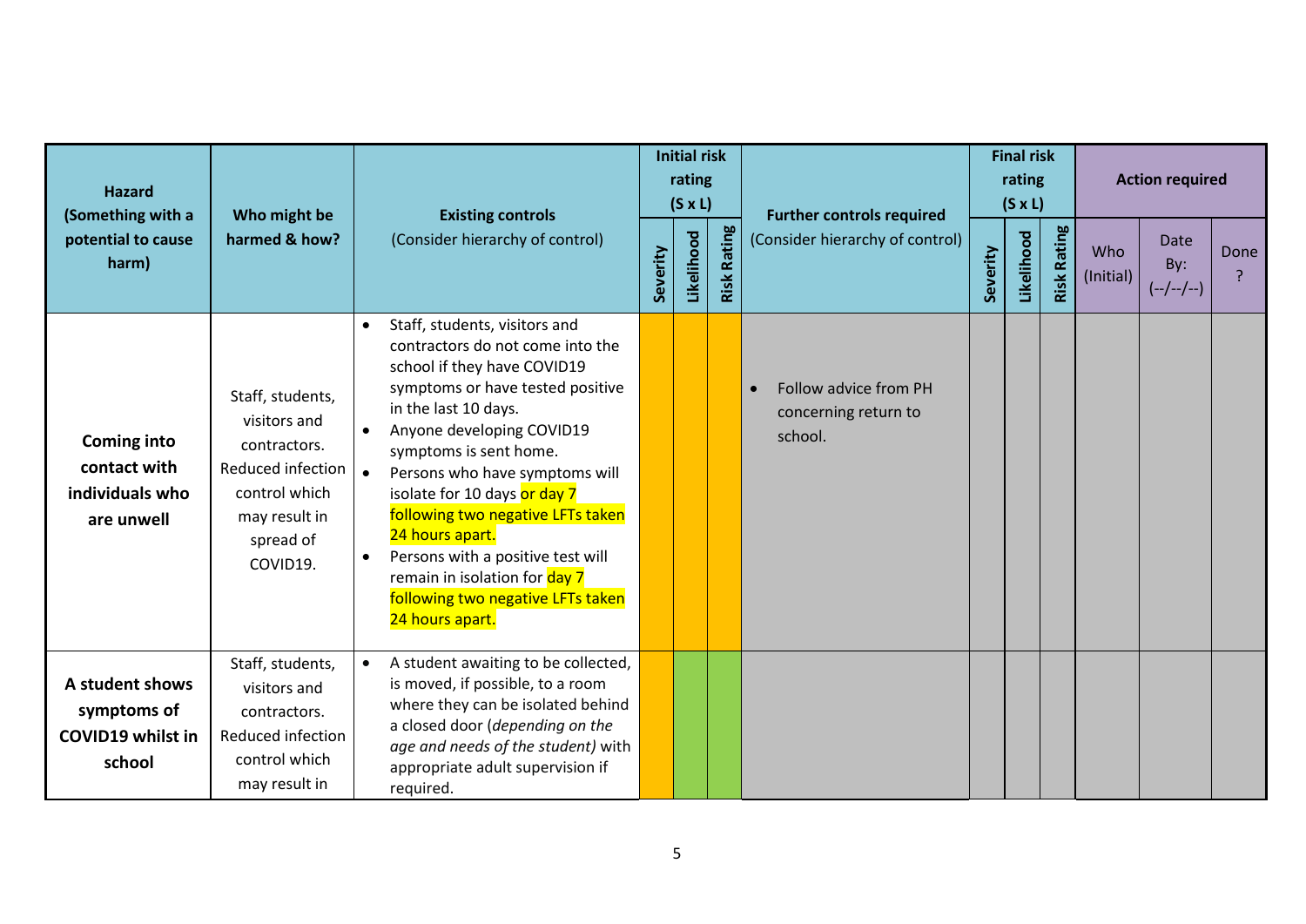| Hazard (Something with a potential to cause harm) | Who might be harmed & how? | Existing controls (Consider hierarchy of control) | Initial risk rating (S x L) | | | Further controls required (Consider hierarchy of control) | Final risk rating (S x L) | | | Action required | | |
|---|---|---|---|---|---|---|---|---|---|---|---|---|
| | | | Severity | Likelihood | Risk Rating | | Severity | Likelihood | Risk Rating | Who (Initial) | Date By: (--/--/--) | Done ? |
| **Coming into contact with individuals who are unwell** | Staff, students, visitors and contractors. Reduced infection control which may result in spread of COVID19. | • Staff, students, visitors and contractors do not come into the school if they have COVID19 symptoms or have tested positive in the last 10 days.<br>• Anyone developing COVID19 symptoms is sent home.<br>• Persons who have symptoms will isolate for 10 days or day 7 following two negative LFTs taken 24 hours apart.<br>• Persons with a positive test will remain in isolation for day 7 following two negative LFTs taken 24 hours apart. | | | | • Follow advice from PH concerning return to school. | | | | | | |
| **A student shows symptoms of COVID19 whilst in school** | Staff, students, visitors and contractors. Reduced infection control which may result in | • A student awaiting to be collected, is moved, if possible, to a room where they can be isolated behind a closed door (*depending on the age and needs of the student)* with appropriate adult supervision if required. | | | | | | | | | | |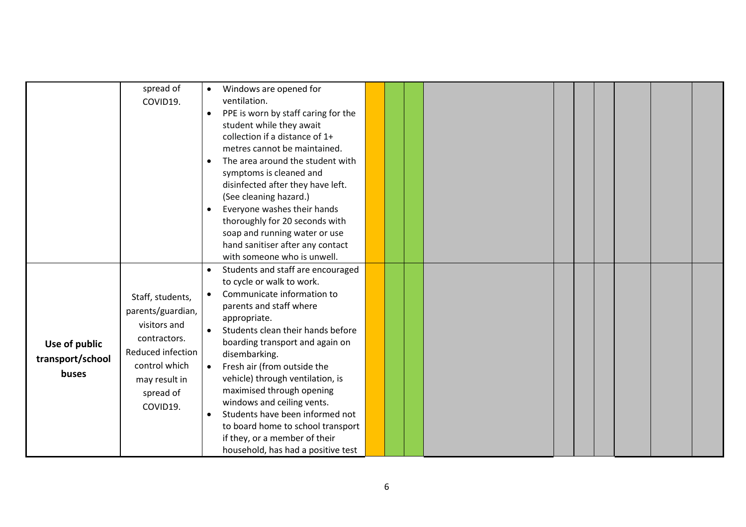| | | | | | | | | | | | | |
|---|---|---|---|---|---|---|---|---|---|---|---|---|
| | spread of COVID19. | • Windows are opened for ventilation.<br>• PPE is worn by staff caring for the student while they await collection if a distance of 1+ metres cannot be maintained.<br>• The area around the student with symptoms is cleaned and disinfected after they have left. (See cleaning hazard.)<br>• Everyone washes their hands thoroughly for 20 seconds with soap and running water or use hand sanitiser after any contact with someone who is unwell. | | | | | | | | | | |
| **Use of public transport/school buses** | Staff, students, parents/guardian, visitors and contractors. Reduced infection control which may result in spread of COVID19. | • Students and staff are encouraged to cycle or walk to work.<br>• Communicate information to parents and staff where appropriate.<br>• Students clean their hands before boarding transport and again on disembarking.<br>• Fresh air (from outside the vehicle) through ventilation, is maximised through opening windows and ceiling vents.<br>• Students have been informed not to board home to school transport if they, or a member of their household, has had a positive test | | | | | | | | | | |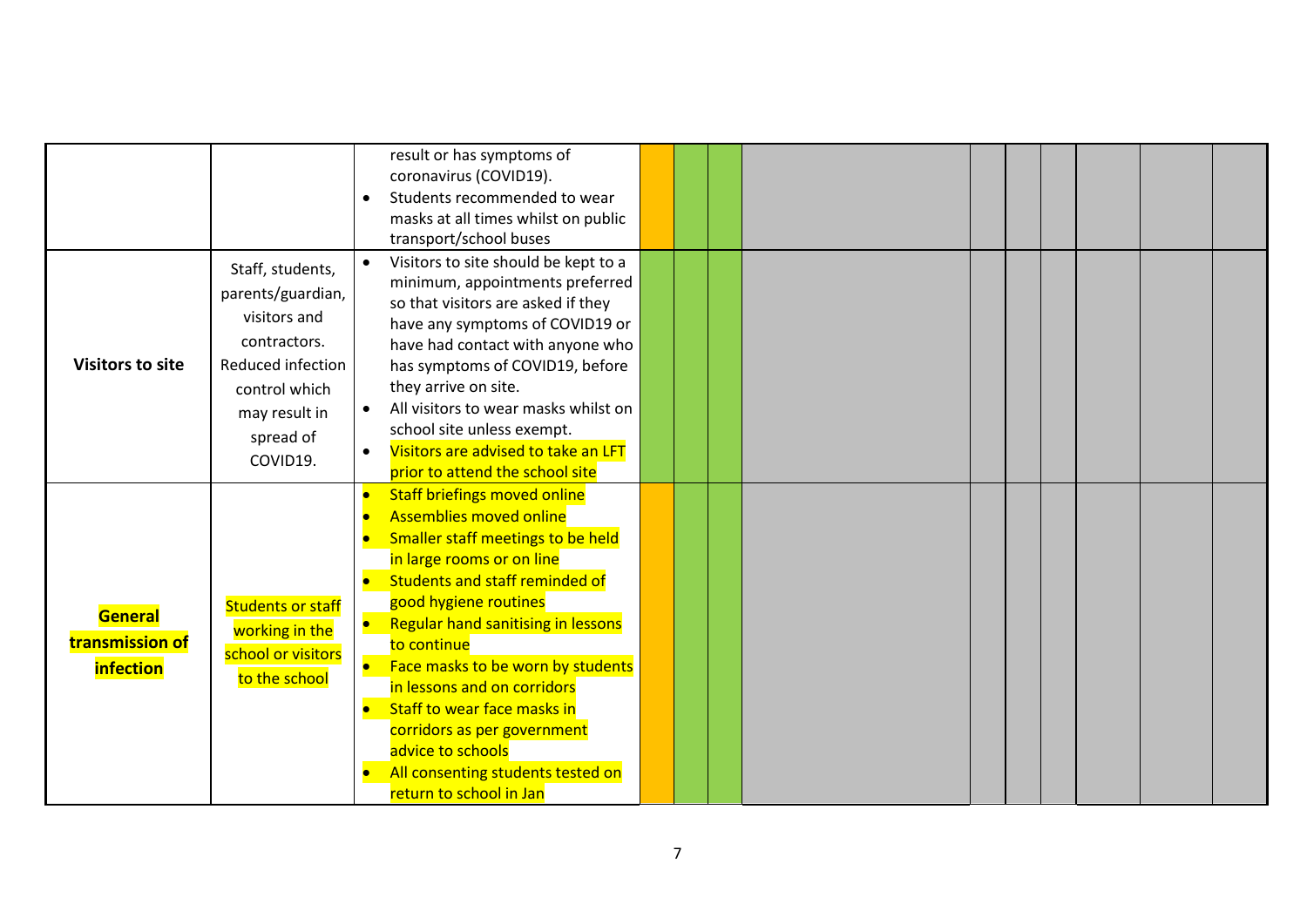| | | | | | | | | | | | | |
|---|---|---|---|---|---|---|---|---|---|---|---|---|
| | | result or has symptoms of coronavirus (COVID19).<br>• Students recommended to wear masks at all times whilst on public transport/school buses | | | | | | | | | | |
| **Visitors to site** | Staff, students, parents/guardian, visitors and contractors. Reduced infection control which may result in spread of COVID19. | • Visitors to site should be kept to a minimum, appointments preferred so that visitors are asked if they have any symptoms of COVID19 or have had contact with anyone who has symptoms of COVID19, before they arrive on site.<br>• All visitors to wear masks whilst on school site unless exempt.<br>• Visitors are advised to take an LFT prior to attend the school site | | | | | | | | | | |
| **General transmission of infection** | Students or staff working in the school or visitors to the school | • Staff briefings moved online<br>• Assemblies moved online<br>• Smaller staff meetings to be held in large rooms or on line<br>• Students and staff reminded of good hygiene routines<br>• Regular hand sanitising in lessons to continue<br>• Face masks to be worn by students in lessons and on corridors<br>• Staff to wear face masks in corridors as per government advice to schools<br>• All consenting students tested on return to school in Jan | | | | | | | | | | |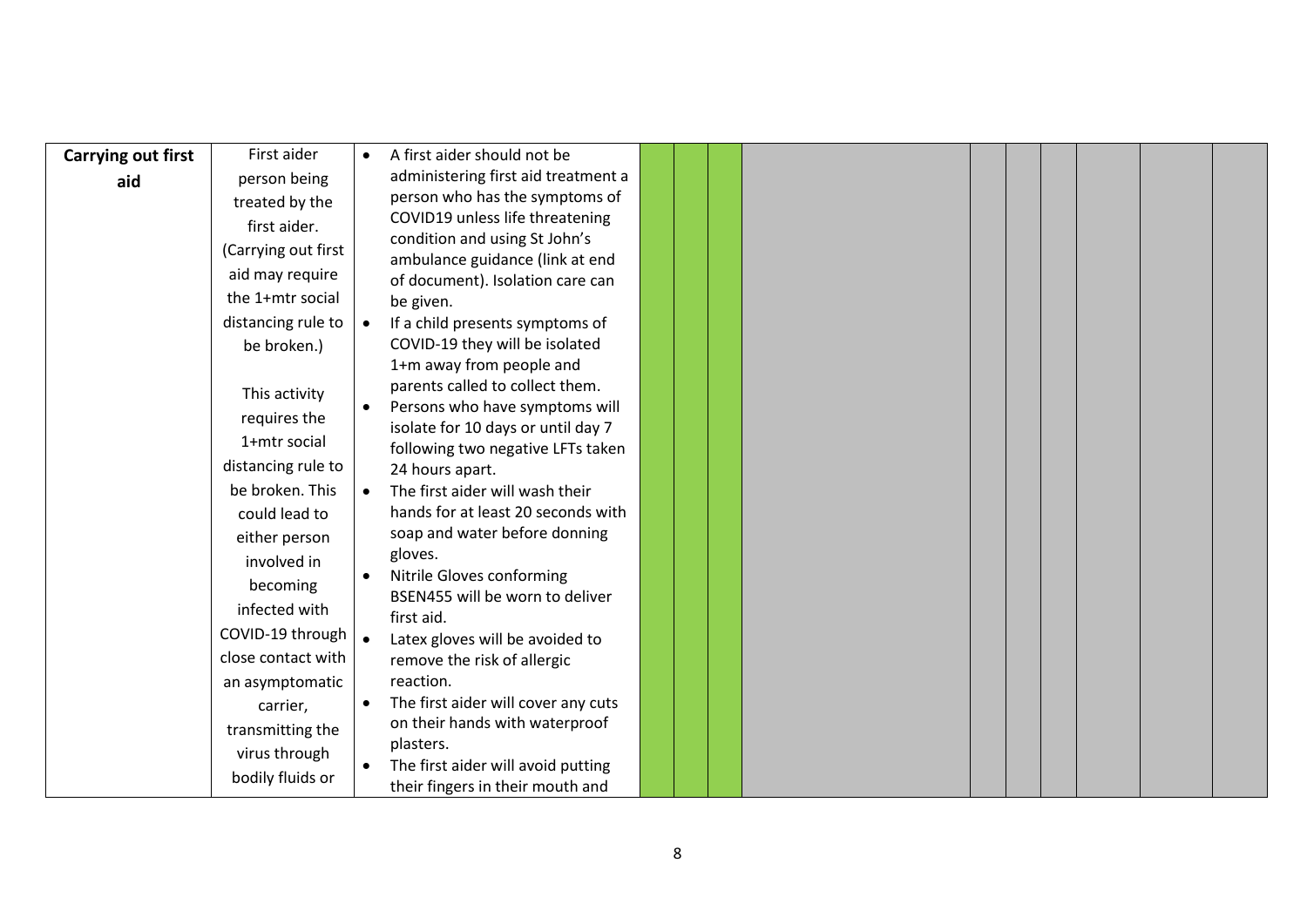| | | | | | | | | | | | | |
|---|---|---|---|---|---|---|---|---|---|---|---|---|
| **Carrying out first aid** | First aider person being treated by the first aider. (Carrying out first aid may require the 1+mtr social distancing rule to be broken.)<br><br>This activity requires the 1+mtr social distancing rule to be broken. This could lead to either person involved in becoming infected with COVID-19 through close contact with an asymptomatic carrier, transmitting the virus through bodily fluids or | • A first aider should not be administering first aid treatment a person who has the symptoms of COVID19 unless life threatening condition and using St John's ambulance guidance (link at end of document). Isolation care can be given.<br>• If a child presents symptoms of COVID-19 they will be isolated 1+m away from people and parents called to collect them.<br>• Persons who have symptoms will isolate for 10 days or until day 7 following two negative LFTs taken 24 hours apart.<br>• The first aider will wash their hands for at least 20 seconds with soap and water before donning gloves.<br>• Nitrile Gloves conforming BSEN455 will be worn to deliver first aid.<br>• Latex gloves will be avoided to remove the risk of allergic reaction.<br>• The first aider will cover any cuts on their hands with waterproof plasters.<br>• The first aider will avoid putting their fingers in their mouth and | | | | | | | | | | |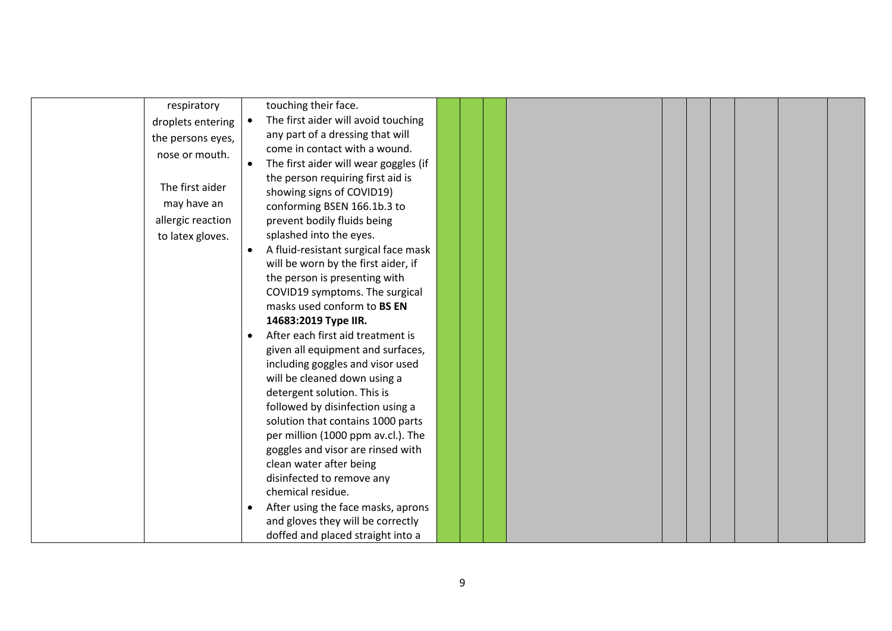| | | | | | | | | | | | | |
|---|---|---|---|---|---|---|---|---|---|---|---|---|
| | respiratory droplets entering the persons eyes, nose or mouth.<br><br>The first aider may have an allergic reaction to latex gloves. | touching their face.<br>• The first aider will avoid touching any part of a dressing that will come in contact with a wound.<br>• The first aider will wear goggles (if the person requiring first aid is showing signs of COVID19) conforming BSEN 166.1b.3 to prevent bodily fluids being splashed into the eyes.<br>• A fluid-resistant surgical face mask will be worn by the first aider, if the person is presenting with COVID19 symptoms. The surgical masks used conform to **BS EN 14683:2019 Type IIR.**<br>• After each first aid treatment is given all equipment and surfaces, including goggles and visor used will be cleaned down using a detergent solution. This is followed by disinfection using a solution that contains 1000 parts per million (1000 ppm av.cl.). The goggles and visor are rinsed with clean water after being disinfected to remove any chemical residue.<br>• After using the face masks, aprons and gloves they will be correctly doffed and placed straight into a | | | | | | | | | | |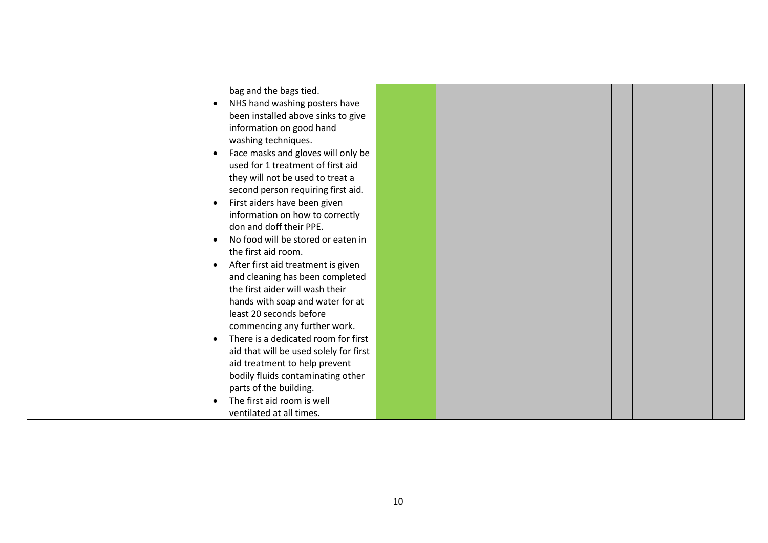| | | | | | | | | | | | | |
|---|---|---|---|---|---|---|---|---|---|---|---|---|
| | | bag and the bags tied.<br>• NHS hand washing posters have been installed above sinks to give information on good hand washing techniques.<br>• Face masks and gloves will only be used for 1 treatment of first aid they will not be used to treat a second person requiring first aid.<br>• First aiders have been given information on how to correctly don and doff their PPE.<br>• No food will be stored or eaten in the first aid room.<br>• After first aid treatment is given and cleaning has been completed the first aider will wash their hands with soap and water for at least 20 seconds before commencing any further work.<br>• There is a dedicated room for first aid that will be used solely for first aid treatment to help prevent bodily fluids contaminating other parts of the building.<br>• The first aid room is well ventilated at all times. | | | | | | | | | | |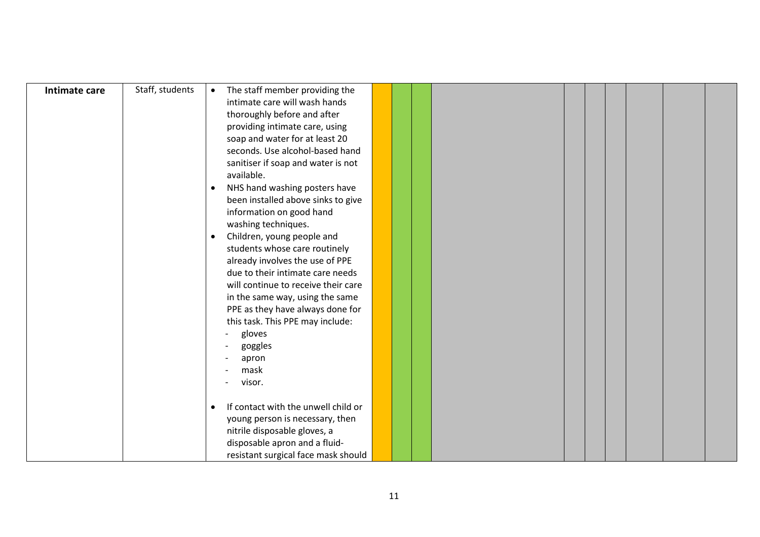| Intimate care | Staff, students | • The staff member providing the intimate care will wash hands thoroughly before and after providing intimate care, using soap and water for at least 20 seconds. Use alcohol-based hand sanitiser if soap and water is not available.<br>• NHS hand washing posters have been installed above sinks to give information on good hand washing techniques.<br>• Children, young people and students whose care routinely already involves the use of PPE due to their intimate care needs will continue to receive their care in the same way, using the same PPE as they have always done for this task. This PPE may include:<br>- gloves<br>- goggles<br>- apron<br>- mask<br>- visor.<br><br>• If contact with the unwell child or young person is necessary, then nitrile disposable gloves, a disposable apron and a fluid-resistant surgical face mask should | | | | | | | | | | |
|---|---|---|---|---|---|---|---|---|---|---|---|---|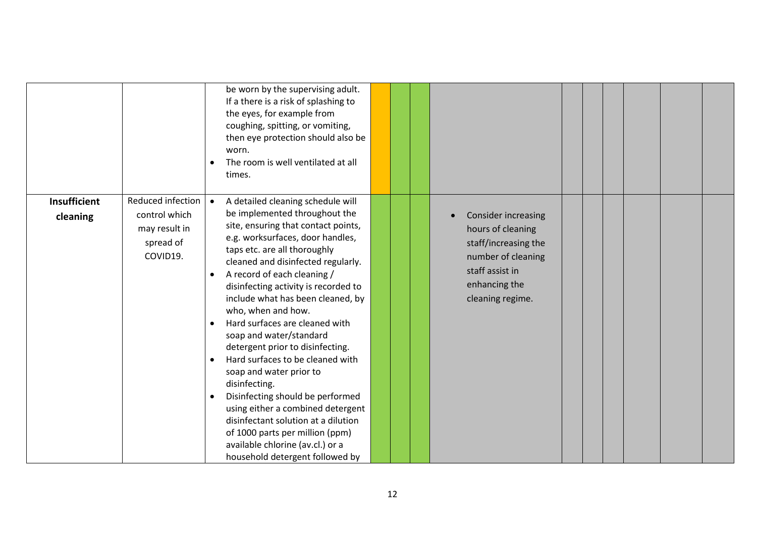| | | | | | | | | | | | | |
|---|---|---|---|---|---|---|---|---|---|---|---|---|
| | | be worn by the supervising adult. If a there is a risk of splashing to the eyes, for example from coughing, spitting, or vomiting, then eye protection should also be worn.<br>• The room is well ventilated at all times. | | | | | | | | | | |
| **Insufficient cleaning** | Reduced infection control which may result in spread of COVID19. | • A detailed cleaning schedule will be implemented throughout the site, ensuring that contact points, e.g. worksurfaces, door handles, taps etc. are all thoroughly cleaned and disinfected regularly.<br>• A record of each cleaning / disinfecting activity is recorded to include what has been cleaned, by who, when and how.<br>• Hard surfaces are cleaned with soap and water/standard detergent prior to disinfecting.<br>• Hard surfaces to be cleaned with soap and water prior to disinfecting.<br>• Disinfecting should be performed using either a combined detergent disinfectant solution at a dilution of 1000 parts per million (ppm) available chlorine (av.cl.) or a household detergent followed by | | | | • Consider increasing hours of cleaning staff/increasing the number of cleaning staff assist in enhancing the cleaning regime. | | | | | | |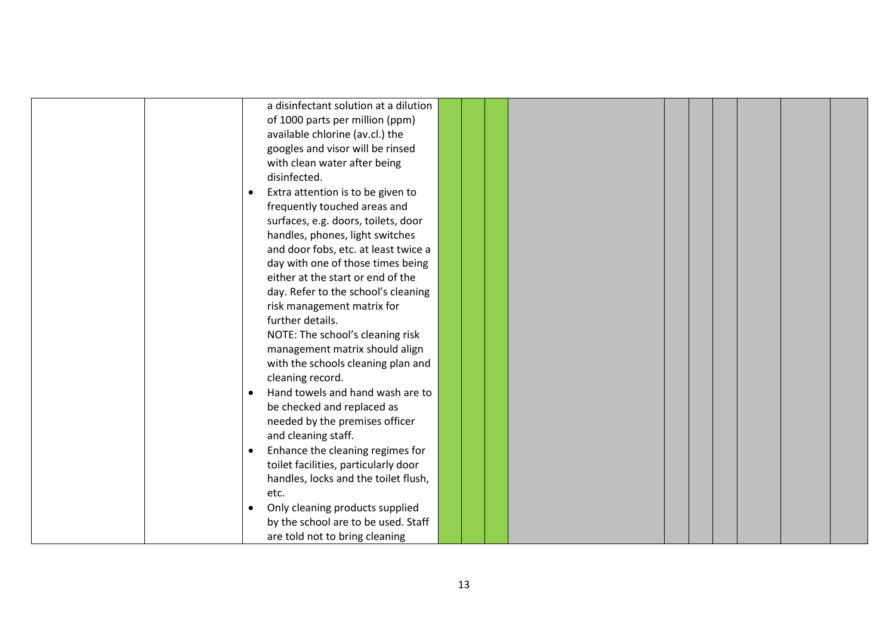| | | | | | | | | | | | | |
|---|---|---|---|---|---|---|---|---|---|---|---|---|
| | | a disinfectant solution at a dilution of 1000 parts per million (ppm) available chlorine (av.cl.) the googles and visor will be rinsed with clean water after being disinfected.<br>• Extra attention is to be given to frequently touched areas and surfaces, e.g. doors, toilets, door handles, phones, light switches and door fobs, etc. at least twice a day with one of those times being either at the start or end of the day. Refer to the school's cleaning risk management matrix for further details.<br>NOTE: The school's cleaning risk management matrix should align with the schools cleaning plan and cleaning record.<br>• Hand towels and hand wash are to be checked and replaced as needed by the premises officer and cleaning staff.<br>• Enhance the cleaning regimes for toilet facilities, particularly door handles, locks and the toilet flush, etc.<br>• Only cleaning products supplied by the school are to be used. Staff are told not to bring cleaning | | | | | | | | | | |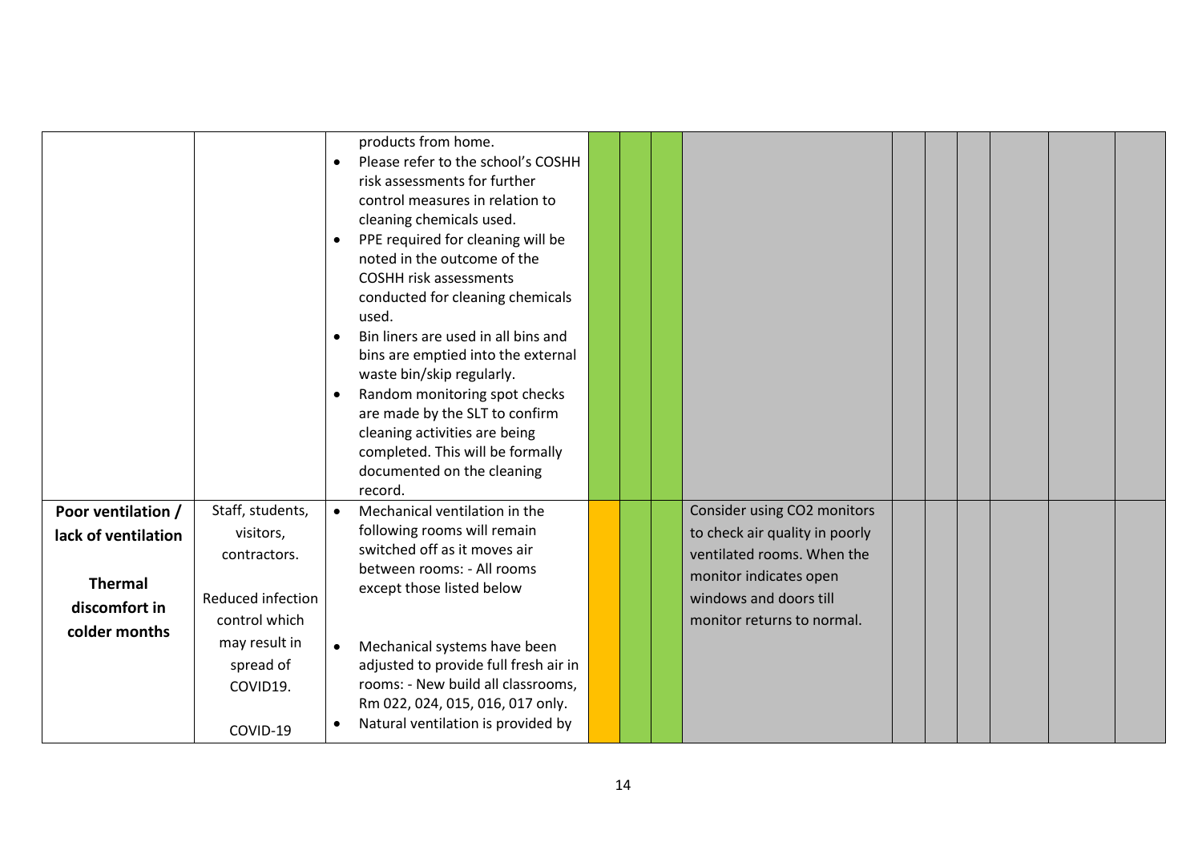| | | | | | | | | | | | | |
|---|---|---|---|---|---|---|---|---|---|---|---|---|
| | | products from home.<br>• Please refer to the school's COSHH risk assessments for further control measures in relation to cleaning chemicals used.<br>• PPE required for cleaning will be noted in the outcome of the COSHH risk assessments conducted for cleaning chemicals used.<br>• Bin liners are used in all bins and bins are emptied into the external waste bin/skip regularly.<br>• Random monitoring spot checks are made by the SLT to confirm cleaning activities are being completed. This will be formally documented on the cleaning record. | | | | | | | | | | |
| **Poor ventilation / lack of ventilation**<br><br>**Thermal discomfort in colder months** | Staff, students, visitors, contractors.<br><br>Reduced infection control which may result in spread of COVID19.<br><br>COVID-19 | • Mechanical ventilation in the following rooms will remain switched off as it moves air between rooms: - All rooms except those listed below<br><br>• Mechanical systems have been adjusted to provide full fresh air in rooms: - New build all classrooms, Rm 022, 024, 015, 016, 017 only.<br>• Natural ventilation is provided by | | | | Consider using $CO_2$ monitors to check air quality in poorly ventilated rooms. When the monitor indicates open windows and doors till monitor returns to normal. | | | | | | |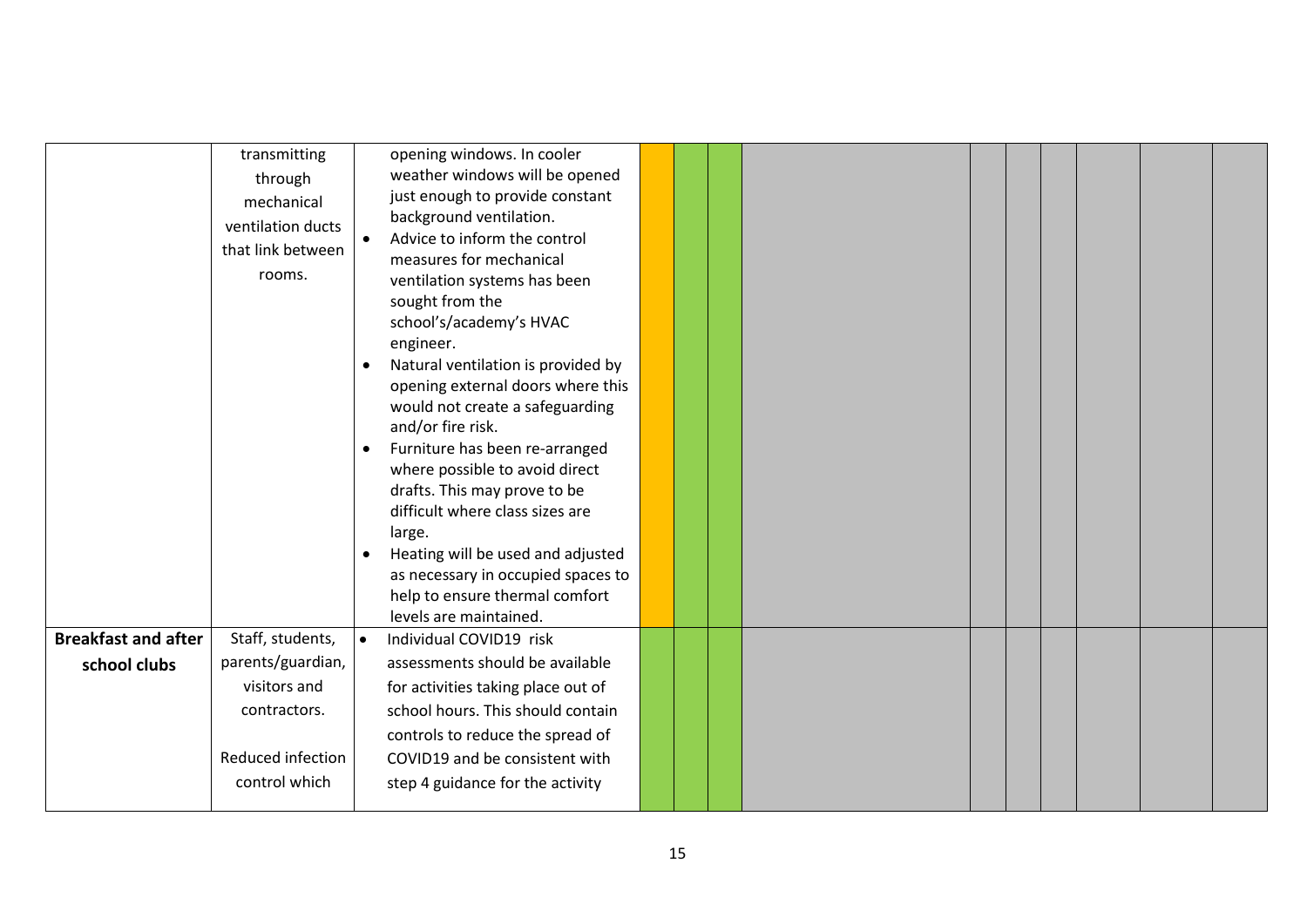| | | | | | | | | | | | | |
|---|---|---|---|---|---|---|---|---|---|---|---|---|
| | transmitting through mechanical ventilation ducts that link between rooms. | opening windows. In cooler weather windows will be opened just enough to provide constant background ventilation.<br>• Advice to inform the control measures for mechanical ventilation systems has been sought from the school's/academy's HVAC engineer.<br>• Natural ventilation is provided by opening external doors where this would not create a safeguarding and/or fire risk.<br>• Furniture has been re-arranged where possible to avoid direct drafts. This may prove to be difficult where class sizes are large.<br>• Heating will be used and adjusted as necessary in occupied spaces to help to ensure thermal comfort levels are maintained. | | | | | | | | | | |
| **Breakfast and after school clubs** | Staff, students, parents/guardian, visitors and contractors.<br><br>Reduced infection control which | • Individual COVID19 risk assessments should be available for activities taking place out of school hours. This should contain controls to reduce the spread of COVID19 and be consistent with step 4 guidance for the activity | | | | | | | | | | |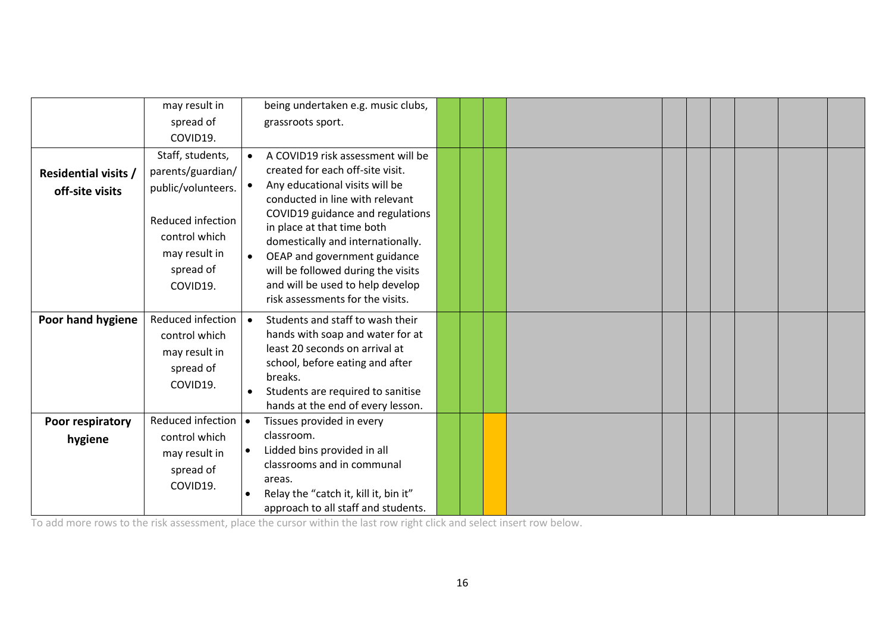| | | | | | | | | | | | | |
|---|---|---|---|---|---|---|---|---|---|---|---|---|
| | may result in spread of COVID19. | being undertaken e.g. music clubs, grassroots sport. | | | | | | | | | | |
| **Residential visits / off-site visits** | Staff, students, parents/guardian/ public/volunteers.<br><br>Reduced infection control which may result in spread of COVID19. | • A COVID19 risk assessment will be created for each off-site visit.<br>• Any educational visits will be conducted in line with relevant COVID19 guidance and regulations in place at that time both domestically and internationally.<br>• OEAP and government guidance will be followed during the visits and will be used to help develop risk assessments for the visits. | | | | | | | | | | |
| **Poor hand hygiene** | Reduced infection control which may result in spread of COVID19. | • Students and staff to wash their hands with soap and water for at least 20 seconds on arrival at school, before eating and after breaks.<br>• Students are required to sanitise hands at the end of every lesson. | | | | | | | | | | |
| **Poor respiratory hygiene** | Reduced infection control which may result in spread of COVID19. | • Tissues provided in every classroom.<br>• Lidded bins provided in all classrooms and in communal areas.<br>• Relay the "catch it, kill it, bin it" approach to all staff and students. | | | | | | | | | | |

To add more rows to the risk assessment, place the cursor within the last row right click and select insert row below.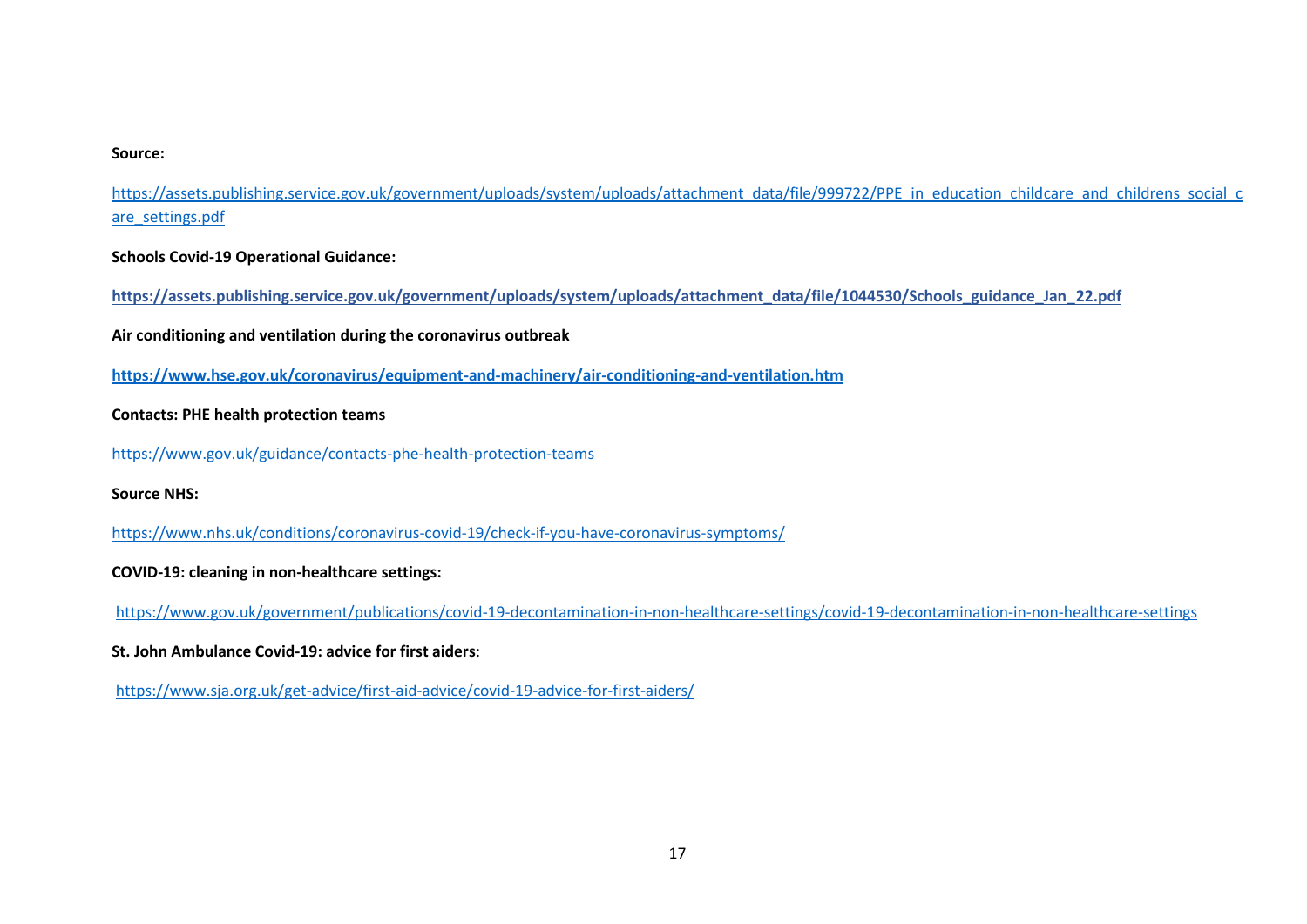**Source:**

https://assets.publishing.service.gov.uk/government/uploads/system/uploads/attachment_data/file/999722/PPE_in_education_childcare_and_childrens_social_care_settings.pdf

**Schools Covid-19 Operational Guidance:**

**https://assets.publishing.service.gov.uk/government/uploads/system/uploads/attachment_data/file/1044530/Schools_guidance_Jan_22.pdf**

**Air conditioning and ventilation during the coronavirus outbreak**

**https://www.hse.gov.uk/coronavirus/equipment-and-machinery/air-conditioning-and-ventilation.htm**

**Contacts: PHE health protection teams**

https://www.gov.uk/guidance/contacts-phe-health-protection-teams

**Source NHS:**

https://www.nhs.uk/conditions/coronavirus-covid-19/check-if-you-have-coronavirus-symptoms/

**COVID-19: cleaning in non-healthcare settings:**

https://www.gov.uk/government/publications/covid-19-decontamination-in-non-healthcare-settings/covid-19-decontamination-in-non-healthcare-settings

**St. John Ambulance Covid-19: advice for first aiders**:

https://www.sja.org.uk/get-advice/first-aid-advice/covid-19-advice-for-first-aiders/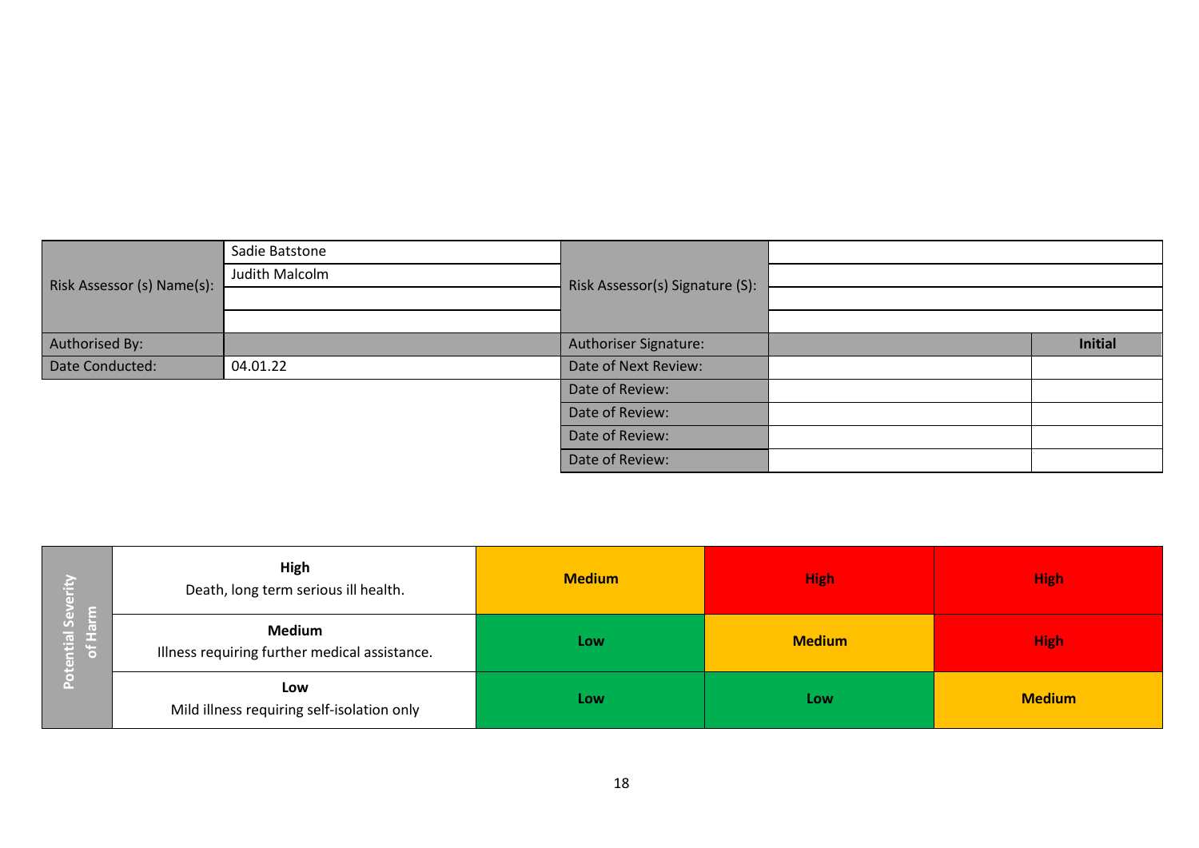| Risk Assessor (s) Name(s): | Sadie Batstone | Risk Assessor(s) Signature (S): | | |
|---|---|---|---|---|
| | Judith Malcolm | | | |
| | | | | |
| | | | | |
| Authorised By: | | Authoriser Signature: | | **Initial** |
| Date Conducted: | 04.01.22 | Date of Next Review: | | |
| | | Date of Review: | | |
| | | Date of Review: | | |
| | | Date of Review: | | |
| | | Date of Review: | | |

| Potential Severity of Harm | | | | |
|---|---|---|---|---|
| | **High** Death, long term serious ill health. | **Medium** | **High** | **High** |
| | **Medium** Illness requiring further medical assistance. | **Low** | **Medium** | **High** |
| | **Low** Mild illness requiring self-isolation only | **Low** | **Low** | **Medium** |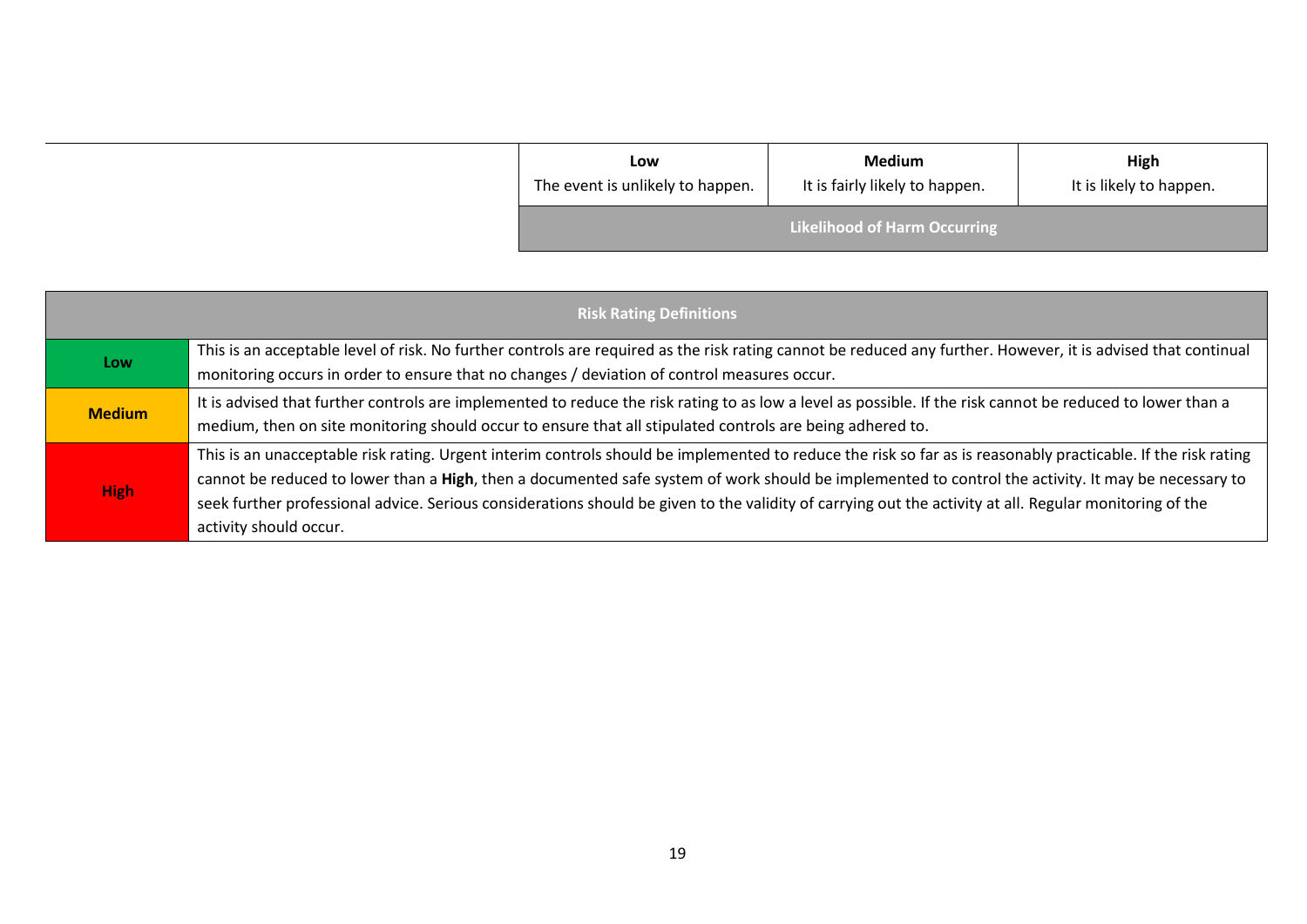| Low | Medium | High |
| --- | --- | --- |
| The event is unlikely to happen. | It is fairly likely to happen. | It is likely to happen. |
| **Likelihood of Harm Occurring** | | |

| Risk Rating Definitions | |
| --- | --- |
| **Low** | This is an acceptable level of risk. No further controls are required as the risk rating cannot be reduced any further. However, it is advised that continual monitoring occurs in order to ensure that no changes / deviation of control measures occur. |
| **Medium** | It is advised that further controls are implemented to reduce the risk rating to as low a level as possible. If the risk cannot be reduced to lower than a medium, then on site monitoring should occur to ensure that all stipulated controls are being adhered to. |
| **High** | This is an unacceptable risk rating. Urgent interim controls should be implemented to reduce the risk so far as is reasonably practicable. If the risk rating cannot be reduced to lower than a **High**, then a documented safe system of work should be implemented to control the activity. It may be necessary to seek further professional advice. Serious considerations should be given to the validity of carrying out the activity at all. Regular monitoring of the activity should occur. |